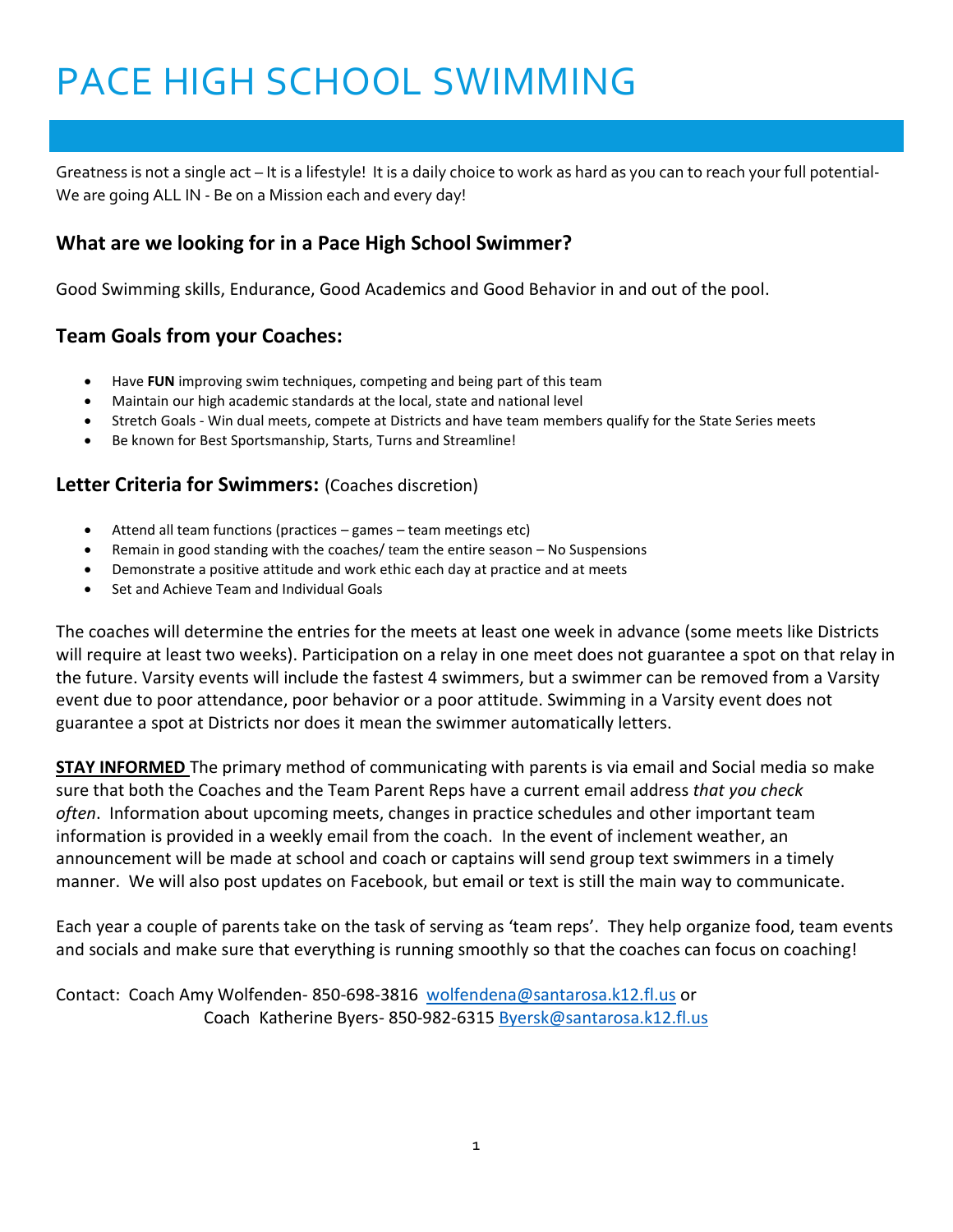# PACE HIGH SCHOOL SWIMMING

Greatness is not a single act – It is a lifestyle! It is a daily choice to work as hard as you can to reach your full potential- We are going ALL IN - Be on a Mission each and every day!

### What are we looking for in a Pace High School Swimmer?

Good Swimming skills, Endurance, Good Academics and Good Behavior in and out of the pool.

### Team Goals from your Coaches:

- Have **FUN** improving swim techniques, competing and being part of this team
- Maintain our high academic standards at the local, state and national level
- Stretch Goals - Win dual meets, compete at Districts and have team members qualify for the State Series meets
- Be known for Best Sportsmanship, Starts, Turns and Streamline!

### Letter Criteria for Swimmers: (Coaches discretion)

- Attend all team functions (practices – games – team meetings etc)
- Remain in good standing with the coaches/ team the entire season – No Suspensions
- Demonstrate a positive attitude and work ethic each day at practice and at meets
- Set and Achieve Team and Individual Goals

The coaches will determine the entries for the meets at least one week in advance (some meets like Districts will require at least two weeks). Participation on a relay in one meet does not guarantee a spot on that relay in the future. Varsity events will include the fastest 4 swimmers, but a swimmer can be removed from a Varsity event due to poor attendance, poor behavior or a poor attitude. Swimming in a Varsity event does not guarantee a spot at Districts nor does it mean the swimmer automatically letters.

**STAY INFORMED** The primary method of communicating with parents is via email and Social media so make sure that both the Coaches and the Team Parent Reps have a current email address *that you check often*. Information about upcoming meets, changes in practice schedules and other important team information is provided in a weekly email from the coach. In the event of inclement weather, an announcement will be made at school and coach or captains will send group text swimmers in a timely manner. We will also post updates on Facebook, but email or text is still the main way to communicate.

Each year a couple of parents take on the task of serving as 'team reps'. They help organize food, team events and socials and make sure that everything is running smoothly so that the coaches can focus on coaching!

Contact: Coach Amy Wolfenden- 850-698-3816 wolfendena@santarosa.k12.fl.us or
Coach Katherine Byers- 850-982-6315 Byersk@santarosa.k12.fl.us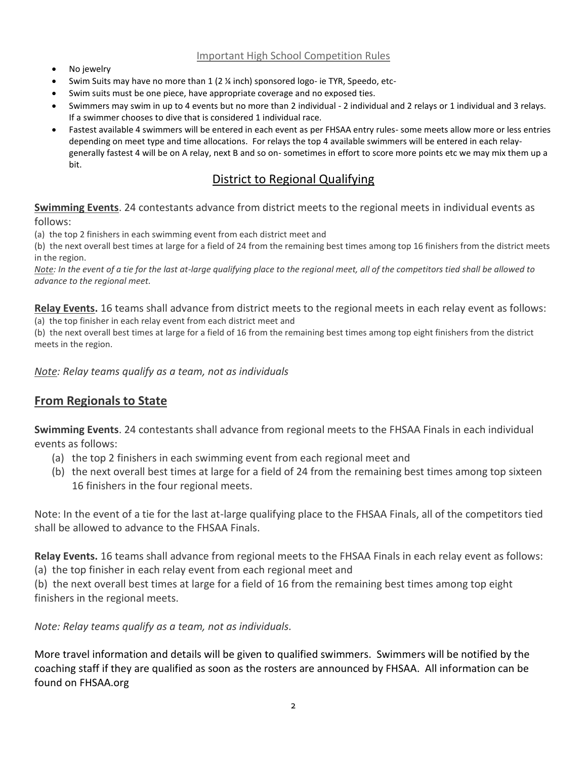## Important High School Competition Rules

- No jewelry
- Swim Suits may have no more than 1 (2 ¼ inch) sponsored logo- ie TYR, Speedo, etc-
- Swim suits must be one piece, have appropriate coverage and no exposed ties.
- Swimmers may swim in up to 4 events but no more than 2 individual - 2 individual and 2 relays or 1 individual and 3 relays. If a swimmer chooses to dive that is considered 1 individual race.
- Fastest available 4 swimmers will be entered in each event as per FHSAA entry rules- some meets allow more or less entries depending on meet type and time allocations. For relays the top 4 available swimmers will be entered in each relay- generally fastest 4 will be on A relay, next B and so on- sometimes in effort to score more points etc we may mix them up a bit.

## District to Regional Qualifying

**Swimming Events**. 24 contestants advance from district meets to the regional meets in individual events as follows:

(a) the top 2 finishers in each swimming event from each district meet and

(b) the next overall best times at large for a field of 24 from the remaining best times among top 16 finishers from the district meets in the region.

*Note: In the event of a tie for the last at-large qualifying place to the regional meet, all of the competitors tied shall be allowed to advance to the regional meet.*

**Relay Events.** 16 teams shall advance from district meets to the regional meets in each relay event as follows:

(a) the top finisher in each relay event from each district meet and

(b) the next overall best times at large for a field of 16 from the remaining best times among top eight finishers from the district meets in the region.

*Note: Relay teams qualify as a team, not as individuals*

## From Regionals to State

**Swimming Events**. 24 contestants shall advance from regional meets to the FHSAA Finals in each individual events as follows:

(a) the top 2 finishers in each swimming event from each regional meet and

(b) the next overall best times at large for a field of 24 from the remaining best times among top sixteen 16 finishers in the four regional meets.

Note: In the event of a tie for the last at-large qualifying place to the FHSAA Finals, all of the competitors tied shall be allowed to advance to the FHSAA Finals.

**Relay Events.** 16 teams shall advance from regional meets to the FHSAA Finals in each relay event as follows:

(a) the top finisher in each relay event from each regional meet and

(b) the next overall best times at large for a field of 16 from the remaining best times among top eight finishers in the regional meets.

*Note: Relay teams qualify as a team, not as individuals.*

More travel information and details will be given to qualified swimmers. Swimmers will be notified by the coaching staff if they are qualified as soon as the rosters are announced by FHSAA. All information can be found on FHSAA.org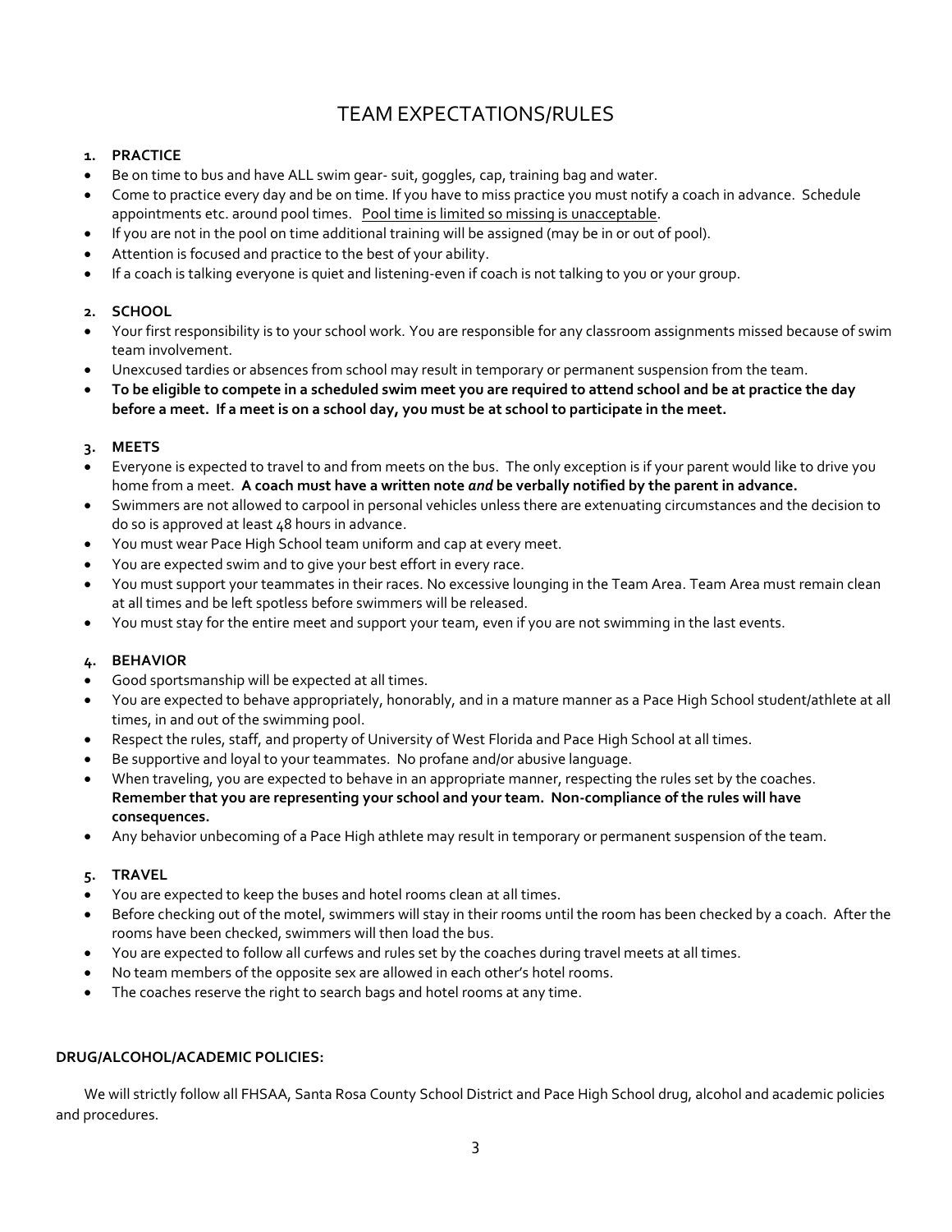# TEAM EXPECTATIONS/RULES

1. **PRACTICE**

- Be on time to bus and have ALL swim gear- suit, goggles, cap, training bag and water.
- Come to practice every day and be on time. If you have to miss practice you must notify a coach in advance. Schedule appointments etc. around pool times. <u>Pool time is limited so missing is unacceptable</u>.
- If you are not in the pool on time additional training will be assigned (may be in or out of pool).
- Attention is focused and practice to the best of your ability.
- If a coach is talking everyone is quiet and listening-even if coach is not talking to you or your group.

2. **SCHOOL**

- Your first responsibility is to your school work. You are responsible for any classroom assignments missed because of swim team involvement.
- Unexcused tardies or absences from school may result in temporary or permanent suspension from the team.
- **To be eligible to compete in a scheduled swim meet you are required to attend school and be at practice the day before a meet. If a meet is on a school day, you must be at school to participate in the meet.**

3. **MEETS**

- Everyone is expected to travel to and from meets on the bus. The only exception is if your parent would like to drive you home from a meet. **A coach must have a written note *and* be verbally notified by the parent in advance.**
- Swimmers are not allowed to carpool in personal vehicles unless there are extenuating circumstances and the decision to do so is approved at least 48 hours in advance.
- You must wear Pace High School team uniform and cap at every meet.
- You are expected swim and to give your best effort in every race.
- You must support your teammates in their races. No excessive lounging in the Team Area. Team Area must remain clean at all times and be left spotless before swimmers will be released.
- You must stay for the entire meet and support your team, even if you are not swimming in the last events.

4. **BEHAVIOR**

- Good sportsmanship will be expected at all times.
- You are expected to behave appropriately, honorably, and in a mature manner as a Pace High School student/athlete at all times, in and out of the swimming pool.
- Respect the rules, staff, and property of University of West Florida and Pace High School at all times.
- Be supportive and loyal to your teammates. No profane and/or abusive language.
- When traveling, you are expected to behave in an appropriate manner, respecting the rules set by the coaches. **Remember that you are representing your school and your team. Non-compliance of the rules will have consequences.**
- Any behavior unbecoming of a Pace High athlete may result in temporary or permanent suspension of the team.

5. **TRAVEL**

- You are expected to keep the buses and hotel rooms clean at all times.
- Before checking out of the motel, swimmers will stay in their rooms until the room has been checked by a coach. After the rooms have been checked, swimmers will then load the bus.
- You are expected to follow all curfews and rules set by the coaches during travel meets at all times.
- No team members of the opposite sex are allowed in each other's hotel rooms.
- The coaches reserve the right to search bags and hotel rooms at any time.

**DRUG/ALCOHOL/ACADEMIC POLICIES:**

We will strictly follow all FHSAA, Santa Rosa County School District and Pace High School drug, alcohol and academic policies and procedures.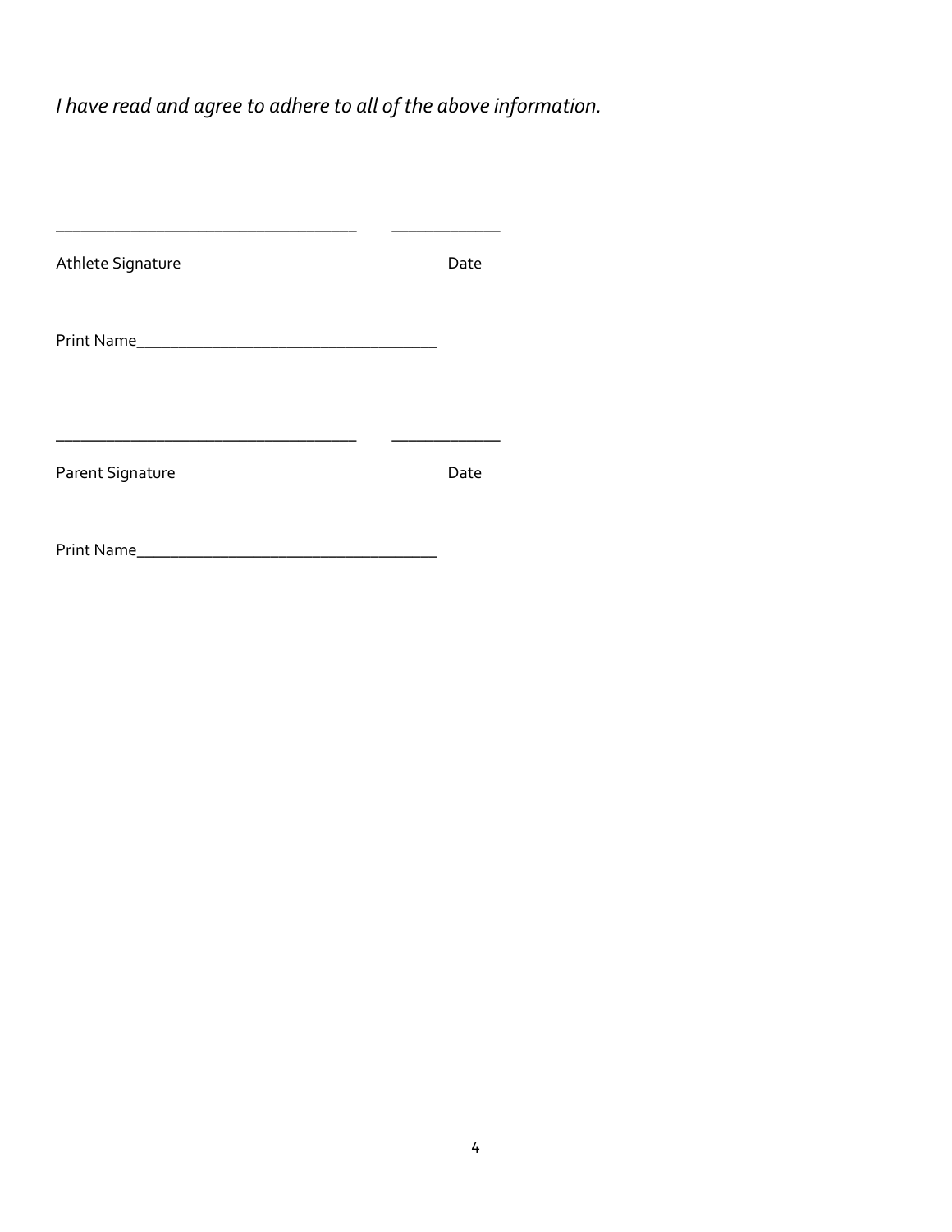*I have read and agree to adhere to all of the above information.*

___________________________________ ____________

Athlete Signature Date

Print Name__________________________________

___________________________________ ____________

Parent Signature Date

Print Name__________________________________